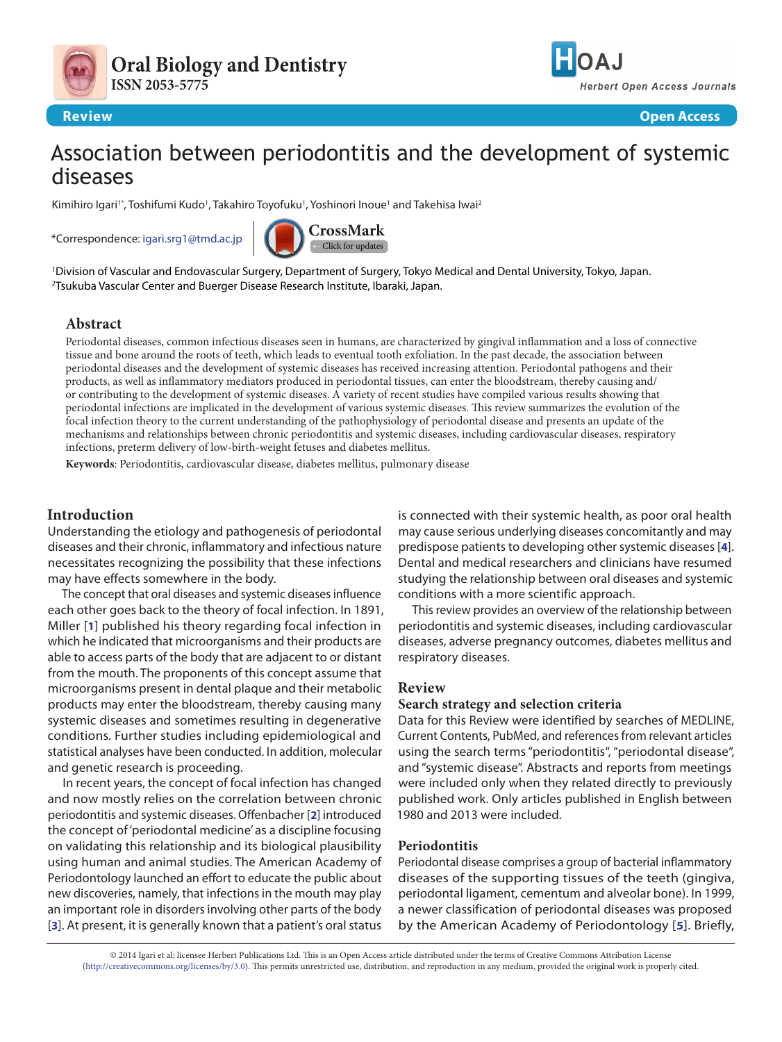Oral Biology and Dentistry
ISSN 2053-5775

Review | Open Access

# Association between periodontitis and the development of systemic diseases

Kimihiro Igari[1*], Toshifumi Kudo[1], Takahiro Toyofuku[1], Yoshinori Inoue[1] and Takehisa Iwai[2]

*Correspondence: igari.srg1@tmd.ac.jp

[1]Division of Vascular and Endovascular Surgery, Department of Surgery, Tokyo Medical and Dental University, Tokyo, Japan.
[2]Tsukuba Vascular Center and Buerger Disease Research Institute, Ibaraki, Japan.

## Abstract

Periodontal diseases, common infectious diseases seen in humans, are characterized by gingival inflammation and a loss of connective tissue and bone around the roots of teeth, which leads to eventual tooth exfoliation. In the past decade, the association between periodontal diseases and the development of systemic diseases has received increasing attention. Periodontal pathogens and their products, as well as inflammatory mediators produced in periodontal tissues, can enter the bloodstream, thereby causing and/or contributing to the development of systemic diseases. A variety of recent studies have compiled various results showing that periodontal infections are implicated in the development of various systemic diseases. This review summarizes the evolution of the focal infection theory to the current understanding of the pathophysiology of periodontal disease and presents an update of the mechanisms and relationships between chronic periodontitis and systemic diseases, including cardiovascular diseases, respiratory infections, preterm delivery of low-birth-weight fetuses and diabetes mellitus.

**Keywords**: Periodontitis, cardiovascular disease, diabetes mellitus, pulmonary disease

## Introduction

Understanding the etiology and pathogenesis of periodontal diseases and their chronic, inflammatory and infectious nature necessitates recognizing the possibility that these infections may have effects somewhere in the body.

The concept that oral diseases and systemic diseases influence each other goes back to the theory of focal infection. In 1891, Miller [1] published his theory regarding focal infection in which he indicated that microorganisms and their products are able to access parts of the body that are adjacent to or distant from the mouth. The proponents of this concept assume that microorganisms present in dental plaque and their metabolic products may enter the bloodstream, thereby causing many systemic diseases and sometimes resulting in degenerative conditions. Further studies including epidemiological and statistical analyses have been conducted. In addition, molecular and genetic research is proceeding.

In recent years, the concept of focal infection has changed and now mostly relies on the correlation between chronic periodontitis and systemic diseases. Offenbacher [2] introduced the concept of 'periodontal medicine' as a discipline focusing on validating this relationship and its biological plausibility using human and animal studies. The American Academy of Periodontology launched an effort to educate the public about new discoveries, namely, that infections in the mouth may play an important role in disorders involving other parts of the body [3]. At present, it is generally known that a patient's oral status is connected with their systemic health, as poor oral health may cause serious underlying diseases concomitantly and may predispose patients to developing other systemic diseases [4]. Dental and medical researchers and clinicians have resumed studying the relationship between oral diseases and systemic conditions with a more scientific approach.

This review provides an overview of the relationship between periodontitis and systemic diseases, including cardiovascular diseases, adverse pregnancy outcomes, diabetes mellitus and respiratory diseases.

## Review

### Search strategy and selection criteria

Data for this Review were identified by searches of MEDLINE, Current Contents, PubMed, and references from relevant articles using the search terms "periodontitis", "periodontal disease", and "systemic disease". Abstracts and reports from meetings were included only when they related directly to previously published work. Only articles published in English between 1980 and 2013 were included.

### Periodontitis

Periodontal disease comprises a group of bacterial inflammatory diseases of the supporting tissues of the teeth (gingiva, periodontal ligament, cementum and alveolar bone). In 1999, a newer classification of periodontal diseases was proposed by the American Academy of Periodontology [5]. Briefly,

© 2014 Igari et al; licensee Herbert Publications Ltd. This is an Open Access article distributed under the terms of Creative Commons Attribution License (http://creativecommons.org/licenses/by/3.0). This permits unrestricted use, distribution, and reproduction in any medium, provided the original work is properly cited.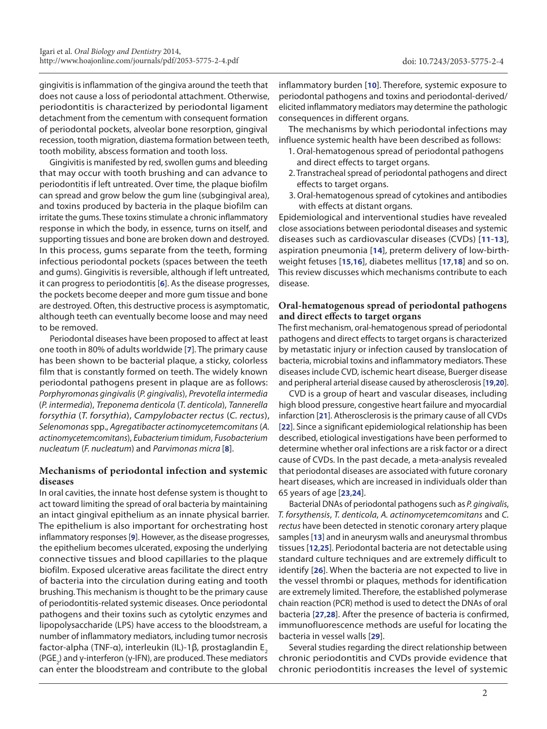gingivitis is inflammation of the gingiva around the teeth that does not cause a loss of periodontal attachment. Otherwise, periodontitis is characterized by periodontal ligament detachment from the cementum with consequent formation of periodontal pockets, alveolar bone resorption, gingival recession, tooth migration, diastema formation between teeth, tooth mobility, abscess formation and tooth loss.

Gingivitis is manifested by red, swollen gums and bleeding that may occur with tooth brushing and can advance to periodontitis if left untreated. Over time, the plaque biofilm can spread and grow below the gum line (subgingival area), and toxins produced by bacteria in the plaque biofilm can irritate the gums. These toxins stimulate a chronic inflammatory response in which the body, in essence, turns on itself, and supporting tissues and bone are broken down and destroyed. In this process, gums separate from the teeth, forming infectious periodontal pockets (spaces between the teeth and gums). Gingivitis is reversible, although if left untreated, it can progress to periodontitis [6]. As the disease progresses, the pockets become deeper and more gum tissue and bone are destroyed. Often, this destructive process is asymptomatic, although teeth can eventually become loose and may need to be removed.

Periodontal diseases have been proposed to affect at least one tooth in 80% of adults worldwide [7]. The primary cause has been shown to be bacterial plaque, a sticky, colorless film that is constantly formed on teeth. The widely known periodontal pathogens present in plaque are as follows: *Porphyromonas gingivalis* (*P. gingivalis*), *Prevotella intermedia* (*P. intermedia*), *Treponema denticola* (*T. denticola*), *Tannerella forsythia* (*T. forsythia*), *Campylobacter rectus* (*C. rectus*), *Selenomonas* spp., *Agregatibacter actinomycetemcomitans* (*A. actinomycetemcomitans*), *Eubacterium timidum*, *Fusobacterium nucleatum* (*F. nucleatum*) and *Parvimonas micra* [8].

## Mechanisms of periodontal infection and systemic diseases

In oral cavities, the innate host defense system is thought to act toward limiting the spread of oral bacteria by maintaining an intact gingival epithelium as an innate physical barrier. The epithelium is also important for orchestrating host inflammatory responses [9]. However, as the disease progresses, the epithelium becomes ulcerated, exposing the underlying connective tissues and blood capillaries to the plaque biofilm. Exposed ulcerative areas facilitate the direct entry of bacteria into the circulation during eating and tooth brushing. This mechanism is thought to be the primary cause of periodontitis-related systemic diseases. Once periodontal pathogens and their toxins such as cytolytic enzymes and lipopolysaccharide (LPS) have access to the bloodstream, a number of inflammatory mediators, including tumor necrosis factor-alpha (TNF-α), interleukin (IL)-1β, prostaglandin $E_2$ ($PGE_2$) and γ-interferon (γ-IFN), are produced. These mediators can enter the bloodstream and contribute to the global inflammatory burden [10]. Therefore, systemic exposure to periodontal pathogens and toxins and periodontal-derived/elicited inflammatory mediators may determine the pathologic consequences in different organs.

The mechanisms by which periodontal infections may influence systemic health have been described as follows:

1. Oral-hematogenous spread of periodontal pathogens and direct effects to target organs.
2. Transtracheal spread of periodontal pathogens and direct effects to target organs.
3. Oral-hematogenous spread of cytokines and antibodies with effects at distant organs.

Epidemiological and interventional studies have revealed close associations between periodontal diseases and systemic diseases such as cardiovascular diseases (CVDs) [11-13], aspiration pneumonia [14], preterm delivery of low-birth-weight fetuses [15,16], diabetes mellitus [17,18] and so on. This review discusses which mechanisms contribute to each disease.

## Oral-hematogenous spread of periodontal pathogens and direct effects to target organs

The first mechanism, oral-hematogenous spread of periodontal pathogens and direct effects to target organs is characterized by metastatic injury or infection caused by translocation of bacteria, microbial toxins and inflammatory mediators. These diseases include CVD, ischemic heart disease, Buerger disease and peripheral arterial disease caused by atherosclerosis [19,20].

CVD is a group of heart and vascular diseases, including high blood pressure, congestive heart failure and myocardial infarction [21]. Atherosclerosis is the primary cause of all CVDs [22]. Since a significant epidemiological relationship has been described, etiological investigations have been performed to determine whether oral infections are a risk factor or a direct cause of CVDs. In the past decade, a meta-analysis revealed that periodontal diseases are associated with future coronary heart diseases, which are increased in individuals older than 65 years of age [23,24].

Bacterial DNAs of periodontal pathogens such as *P. gingivalis*, *T. forsythensis*, *T. denticola*, *A. actinomycetemcomitans* and *C. rectus* have been detected in stenotic coronary artery plaque samples [13] and in aneurysm walls and aneurysmal thrombus tissues [12,25]. Periodontal bacteria are not detectable using standard culture techniques and are extremely difficult to identify [26]. When the bacteria are not expected to live in the vessel thrombi or plaques, methods for identification are extremely limited. Therefore, the established polymerase chain reaction (PCR) method is used to detect the DNAs of oral bacteria [27,28]. After the presence of bacteria is confirmed, immunofluorescence methods are useful for locating the bacteria in vessel walls [29].

Several studies regarding the direct relationship between chronic periodontitis and CVDs provide evidence that chronic periodontitis increases the level of systemic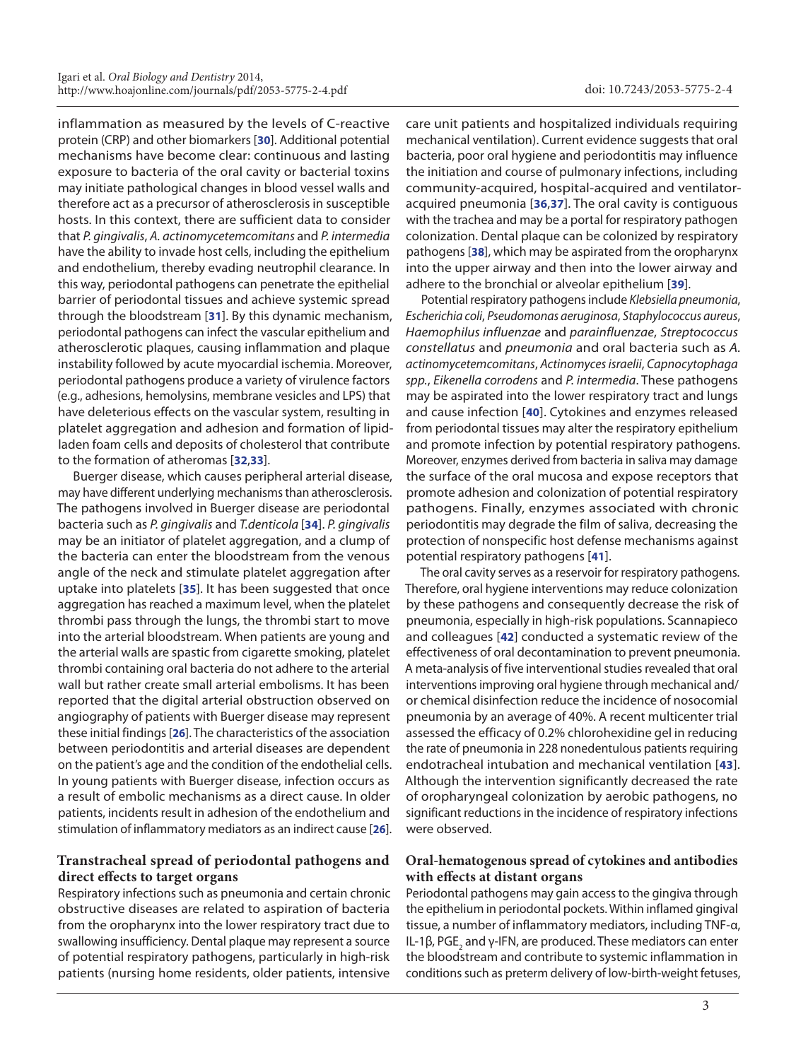inflammation as measured by the levels of C-reactive protein (CRP) and other biomarkers [30]. Additional potential mechanisms have become clear: continuous and lasting exposure to bacteria of the oral cavity or bacterial toxins may initiate pathological changes in blood vessel walls and therefore act as a precursor of atherosclerosis in susceptible hosts. In this context, there are sufficient data to consider that *P. gingivalis*, *A. actinomycetemcomitans* and *P. intermedia* have the ability to invade host cells, including the epithelium and endothelium, thereby evading neutrophil clearance. In this way, periodontal pathogens can penetrate the epithelial barrier of periodontal tissues and achieve systemic spread through the bloodstream [31]. By this dynamic mechanism, periodontal pathogens can infect the vascular epithelium and atherosclerotic plaques, causing inflammation and plaque instability followed by acute myocardial ischemia. Moreover, periodontal pathogens produce a variety of virulence factors (e.g., adhesions, hemolysins, membrane vesicles and LPS) that have deleterious effects on the vascular system, resulting in platelet aggregation and adhesion and formation of lipid-laden foam cells and deposits of cholesterol that contribute to the formation of atheromas [32,33].

Buerger disease, which causes peripheral arterial disease, may have different underlying mechanisms than atherosclerosis. The pathogens involved in Buerger disease are periodontal bacteria such as *P. gingivalis* and *T.denticola* [34]. *P. gingivalis* may be an initiator of platelet aggregation, and a clump of the bacteria can enter the bloodstream from the venous angle of the neck and stimulate platelet aggregation after uptake into platelets [35]. It has been suggested that once aggregation has reached a maximum level, when the platelet thrombi pass through the lungs, the thrombi start to move into the arterial bloodstream. When patients are young and the arterial walls are spastic from cigarette smoking, platelet thrombi containing oral bacteria do not adhere to the arterial wall but rather create small arterial embolisms. It has been reported that the digital arterial obstruction observed on angiography of patients with Buerger disease may represent these initial findings [26]. The characteristics of the association between periodontitis and arterial diseases are dependent on the patient's age and the condition of the endothelial cells. In young patients with Buerger disease, infection occurs as a result of embolic mechanisms as a direct cause. In older patients, incidents result in adhesion of the endothelium and stimulation of inflammatory mediators as an indirect cause [26].

### Transtracheal spread of periodontal pathogens and direct effects to target organs

Respiratory infections such as pneumonia and certain chronic obstructive diseases are related to aspiration of bacteria from the oropharynx into the lower respiratory tract due to swallowing insufficiency. Dental plaque may represent a source of potential respiratory pathogens, particularly in high-risk patients (nursing home residents, older patients, intensive care unit patients and hospitalized individuals requiring mechanical ventilation). Current evidence suggests that oral bacteria, poor oral hygiene and periodontitis may influence the initiation and course of pulmonary infections, including community-acquired, hospital-acquired and ventilator-acquired pneumonia [36,37]. The oral cavity is contiguous with the trachea and may be a portal for respiratory pathogen colonization. Dental plaque can be colonized by respiratory pathogens [38], which may be aspirated from the oropharynx into the upper airway and then into the lower airway and adhere to the bronchial or alveolar epithelium [39].

Potential respiratory pathogens include *Klebsiella pneumonia*, *Escherichia coli*, *Pseudomonas aeruginosa*, *Staphylococcus aureus*, *Haemophilus influenzae* and *parainfluenzae*, *Streptococcus constellatus* and *pneumonia* and oral bacteria such as *A. actinomycetemcomitans*, *Actinomyces israelii*, *Capnocytophaga spp.*, *Eikenella corrodens* and *P. intermedia*. These pathogens may be aspirated into the lower respiratory tract and lungs and cause infection [40]. Cytokines and enzymes released from periodontal tissues may alter the respiratory epithelium and promote infection by potential respiratory pathogens. Moreover, enzymes derived from bacteria in saliva may damage the surface of the oral mucosa and expose receptors that promote adhesion and colonization of potential respiratory pathogens. Finally, enzymes associated with chronic periodontitis may degrade the film of saliva, decreasing the protection of nonspecific host defense mechanisms against potential respiratory pathogens [41].

The oral cavity serves as a reservoir for respiratory pathogens. Therefore, oral hygiene interventions may reduce colonization by these pathogens and consequently decrease the risk of pneumonia, especially in high-risk populations. Scannapieco and colleagues [42] conducted a systematic review of the effectiveness of oral decontamination to prevent pneumonia. A meta-analysis of five interventional studies revealed that oral interventions improving oral hygiene through mechanical and/or chemical disinfection reduce the incidence of nosocomial pneumonia by an average of 40%. A recent multicenter trial assessed the efficacy of 0.2% chlorohexidine gel in reducing the rate of pneumonia in 228 nonedentulous patients requiring endotracheal intubation and mechanical ventilation [43]. Although the intervention significantly decreased the rate of oropharyngeal colonization by aerobic pathogens, no significant reductions in the incidence of respiratory infections were observed.

### Oral-hematogenous spread of cytokines and antibodies with effects at distant organs

Periodontal pathogens may gain access to the gingiva through the epithelium in periodontal pockets. Within inflamed gingival tissue, a number of inflammatory mediators, including TNF-α, IL-1β, $PGE_2$ and γ-IFN, are produced. These mediators can enter the bloodstream and contribute to systemic inflammation in conditions such as preterm delivery of low-birth-weight fetuses,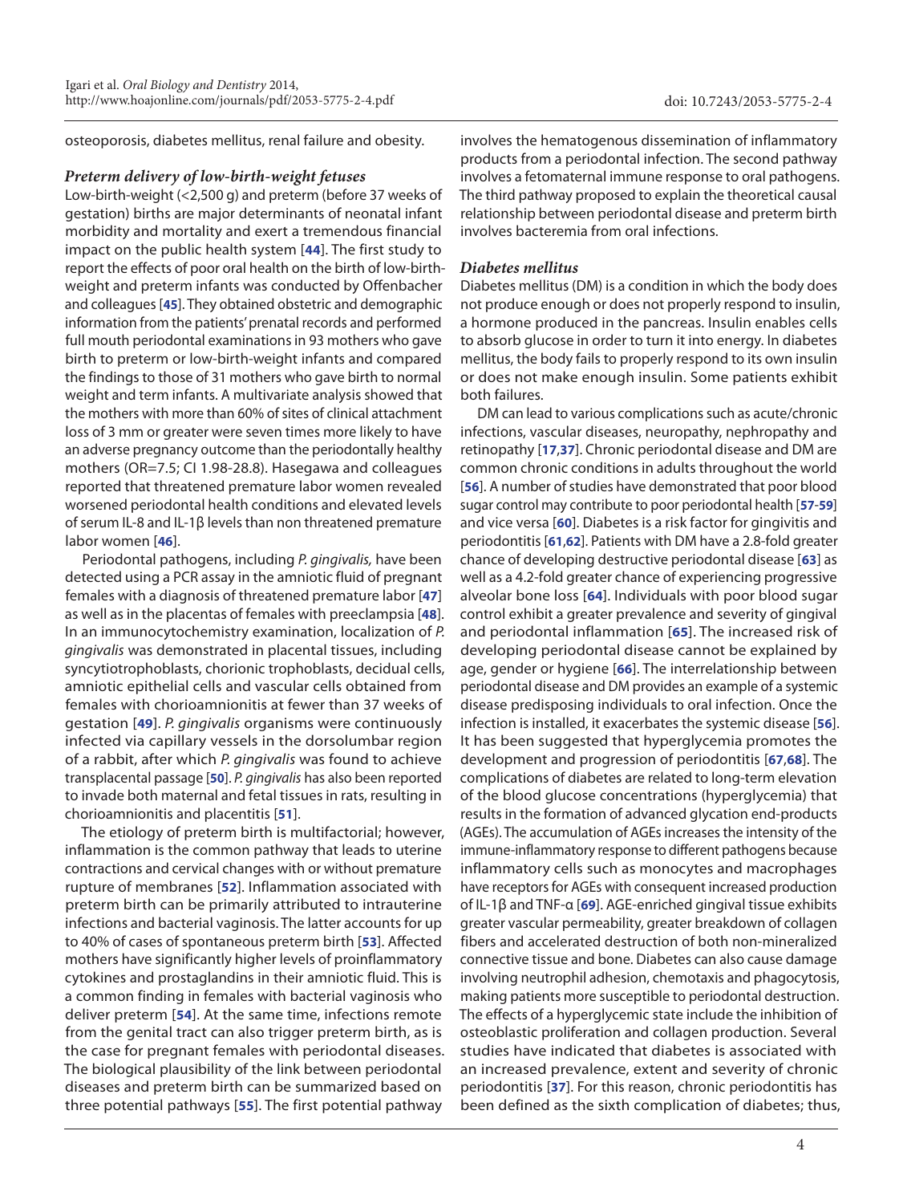osteoporosis, diabetes mellitus, renal failure and obesity.

### *Preterm delivery of low-birth-weight fetuses*

Low-birth-weight (<2,500 g) and preterm (before 37 weeks of gestation) births are major determinants of neonatal infant morbidity and mortality and exert a tremendous financial impact on the public health system [44]. The first study to report the effects of poor oral health on the birth of low-birth-weight and preterm infants was conducted by Offenbacher and colleagues [45]. They obtained obstetric and demographic information from the patients' prenatal records and performed full mouth periodontal examinations in 93 mothers who gave birth to preterm or low-birth-weight infants and compared the findings to those of 31 mothers who gave birth to normal weight and term infants. A multivariate analysis showed that the mothers with more than 60% of sites of clinical attachment loss of 3 mm or greater were seven times more likely to have an adverse pregnancy outcome than the periodontally healthy mothers (OR=7.5; CI 1.98-28.8). Hasegawa and colleagues reported that threatened premature labor women revealed worsened periodontal health conditions and elevated levels of serum IL-8 and IL-1β levels than non threatened premature labor women [46].

Periodontal pathogens, including *P. gingivalis,* have been detected using a PCR assay in the amniotic fluid of pregnant females with a diagnosis of threatened premature labor [47] as well as in the placentas of females with preeclampsia [48]. In an immunocytochemistry examination, localization of *P. gingivalis* was demonstrated in placental tissues, including syncytiotrophoblasts, chorionic trophoblasts, decidual cells, amniotic epithelial cells and vascular cells obtained from females with chorioamnionitis at fewer than 37 weeks of gestation [49]. *P. gingivalis* organisms were continuously infected via capillary vessels in the dorsolumbar region of a rabbit, after which *P. gingivalis* was found to achieve transplacental passage [50]. *P. gingivalis* has also been reported to invade both maternal and fetal tissues in rats, resulting in chorioamnionitis and placentitis [51].

The etiology of preterm birth is multifactorial; however, inflammation is the common pathway that leads to uterine contractions and cervical changes with or without premature rupture of membranes [52]. Inflammation associated with preterm birth can be primarily attributed to intrauterine infections and bacterial vaginosis. The latter accounts for up to 40% of cases of spontaneous preterm birth [53]. Affected mothers have significantly higher levels of proinflammatory cytokines and prostaglandins in their amniotic fluid. This is a common finding in females with bacterial vaginosis who deliver preterm [54]. At the same time, infections remote from the genital tract can also trigger preterm birth, as is the case for pregnant females with periodontal diseases. The biological plausibility of the link between periodontal diseases and preterm birth can be summarized based on three potential pathways [55]. The first potential pathway involves the hematogenous dissemination of inflammatory products from a periodontal infection. The second pathway involves a fetomaternal immune response to oral pathogens. The third pathway proposed to explain the theoretical causal relationship between periodontal disease and preterm birth involves bacteremia from oral infections.

### *Diabetes mellitus*

Diabetes mellitus (DM) is a condition in which the body does not produce enough or does not properly respond to insulin, a hormone produced in the pancreas. Insulin enables cells to absorb glucose in order to turn it into energy. In diabetes mellitus, the body fails to properly respond to its own insulin or does not make enough insulin. Some patients exhibit both failures.

DM can lead to various complications such as acute/chronic infections, vascular diseases, neuropathy, nephropathy and retinopathy [17,37]. Chronic periodontal disease and DM are common chronic conditions in adults throughout the world [56]. A number of studies have demonstrated that poor blood sugar control may contribute to poor periodontal health [57-59] and vice versa [60]. Diabetes is a risk factor for gingivitis and periodontitis [61,62]. Patients with DM have a 2.8-fold greater chance of developing destructive periodontal disease [63] as well as a 4.2-fold greater chance of experiencing progressive alveolar bone loss [64]. Individuals with poor blood sugar control exhibit a greater prevalence and severity of gingival and periodontal inflammation [65]. The increased risk of developing periodontal disease cannot be explained by age, gender or hygiene [66]. The interrelationship between periodontal disease and DM provides an example of a systemic disease predisposing individuals to oral infection. Once the infection is installed, it exacerbates the systemic disease [56]. It has been suggested that hyperglycemia promotes the development and progression of periodontitis [67,68]. The complications of diabetes are related to long-term elevation of the blood glucose concentrations (hyperglycemia) that results in the formation of advanced glycation end-products (AGEs). The accumulation of AGEs increases the intensity of the immune-inflammatory response to different pathogens because inflammatory cells such as monocytes and macrophages have receptors for AGEs with consequent increased production of IL-1β and TNF-α [69]. AGE-enriched gingival tissue exhibits greater vascular permeability, greater breakdown of collagen fibers and accelerated destruction of both non-mineralized connective tissue and bone. Diabetes can also cause damage involving neutrophil adhesion, chemotaxis and phagocytosis, making patients more susceptible to periodontal destruction. The effects of a hyperglycemic state include the inhibition of osteoblastic proliferation and collagen production. Several studies have indicated that diabetes is associated with an increased prevalence, extent and severity of chronic periodontitis [37]. For this reason, chronic periodontitis has been defined as the sixth complication of diabetes; thus,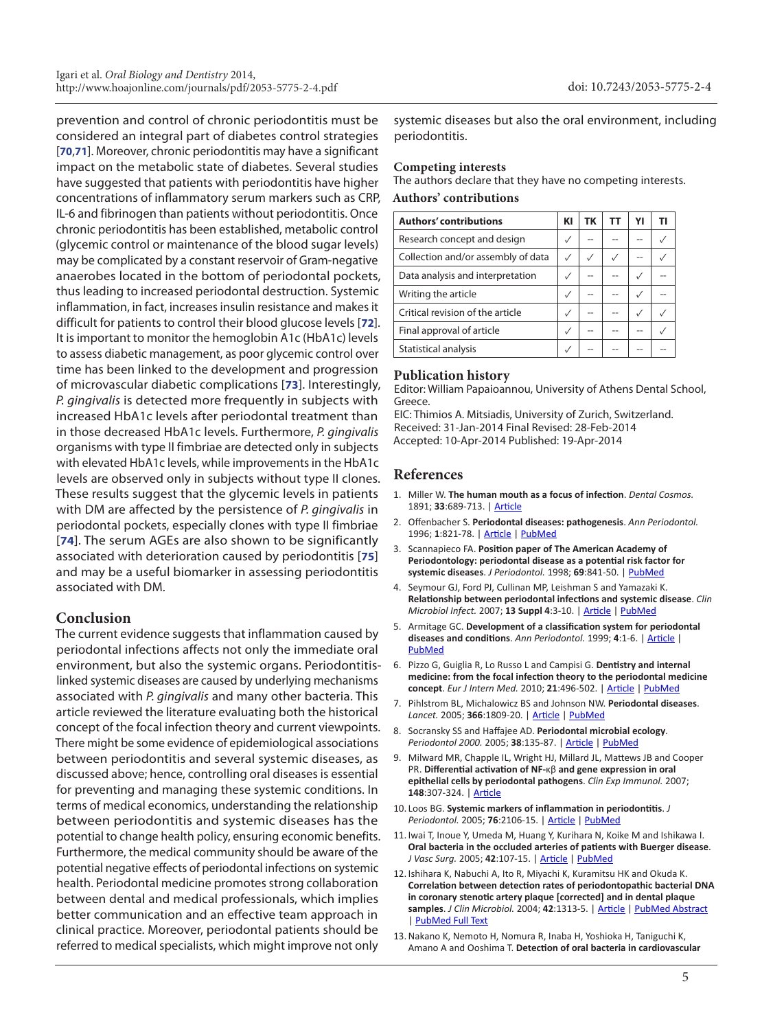prevention and control of chronic periodontitis must be considered an integral part of diabetes control strategies [70,71]. Moreover, chronic periodontitis may have a significant impact on the metabolic state of diabetes. Several studies have suggested that patients with periodontitis have higher concentrations of inflammatory serum markers such as CRP, IL-6 and fibrinogen than patients without periodontitis. Once chronic periodontitis has been established, metabolic control (glycemic control or maintenance of the blood sugar levels) may be complicated by a constant reservoir of Gram-negative anaerobes located in the bottom of periodontal pockets, thus leading to increased periodontal destruction. Systemic inflammation, in fact, increases insulin resistance and makes it difficult for patients to control their blood glucose levels [72]. It is important to monitor the hemoglobin A1c (HbA1c) levels to assess diabetic management, as poor glycemic control over time has been linked to the development and progression of microvascular diabetic complications [73]. Interestingly, *P. gingivalis* is detected more frequently in subjects with increased HbA1c levels after periodontal treatment than in those decreased HbA1c levels. Furthermore, *P. gingivalis* organisms with type II fimbriae are detected only in subjects with elevated HbA1c levels, while improvements in the HbA1c levels are observed only in subjects without type II clones. These results suggest that the glycemic levels in patients with DM are affected by the persistence of *P. gingivalis* in periodontal pockets, especially clones with type II fimbriae [74]. The serum AGEs are also shown to be significantly associated with deterioration caused by periodontitis [75] and may be a useful biomarker in assessing periodontitis associated with DM.

## Conclusion

The current evidence suggests that inflammation caused by periodontal infections affects not only the immediate oral environment, but also the systemic organs. Periodontitis-linked systemic diseases are caused by underlying mechanisms associated with *P. gingivalis* and many other bacteria. This article reviewed the literature evaluating both the historical concept of the focal infection theory and current viewpoints. There might be some evidence of epidemiological associations between periodontitis and several systemic diseases, as discussed above; hence, controlling oral diseases is essential for preventing and managing these systemic conditions. In terms of medical economics, understanding the relationship between periodontitis and systemic diseases has the potential to change health policy, ensuring economic benefits. Furthermore, the medical community should be aware of the potential negative effects of periodontal infections on systemic health. Periodontal medicine promotes strong collaboration between dental and medical professionals, which implies better communication and an effective team approach in clinical practice. Moreover, periodontal patients should be referred to medical specialists, which might improve not only systemic diseases but also the oral environment, including periodontitis.

### Competing interests

The authors declare that they have no competing interests.

### Authors' contributions

| Authors' contributions | KI | TK | TT | YI | TI |
|---|---|---|---|---|---|
| Research concept and design | ✓ | -- | -- | -- | ✓ |
| Collection and/or assembly of data | ✓ | ✓ | ✓ | -- | ✓ |
| Data analysis and interpretation | ✓ | -- | -- | ✓ | -- |
| Writing the article | ✓ | -- | -- | ✓ | -- |
| Critical revision of the article | ✓ | -- | -- | ✓ | ✓ |
| Final approval of article | ✓ | -- | -- | -- | ✓ |
| Statistical analysis | ✓ | -- | -- | -- | -- |

### Publication history

Editor: William Papaioannou, University of Athens Dental School, Greece.
EIC: Thimios A. Mitsiadis, University of Zurich, Switzerland.
Received: 31-Jan-2014 Final Revised: 28-Feb-2014
Accepted: 10-Apr-2014 Published: 19-Apr-2014

## References

1. Miller W. **The human mouth as a focus of infection**. *Dental Cosmos.* 1891; **33**:689-713. | Article
2. Offenbacher S. **Periodontal diseases: pathogenesis**. *Ann Periodontol.* 1996; **1**:821-78. | Article | PubMed
3. Scannapieco FA. **Position paper of The American Academy of Periodontology: periodontal disease as a potential risk factor for systemic diseases**. *J Periodontol.* 1998; **69**:841-50. | PubMed
4. Seymour GJ, Ford PJ, Cullinan MP, Leishman S and Yamazaki K. **Relationship between periodontal infections and systemic disease**. *Clin Microbiol Infect.* 2007; **13 Suppl 4**:3-10. | Article | PubMed
5. Armitage GC. **Development of a classification system for periodontal diseases and conditions**. *Ann Periodontol.* 1999; **4**:1-6. | Article | PubMed
6. Pizzo G, Guiglia R, Lo Russo L and Campisi G. **Dentistry and internal medicine: from the focal infection theory to the periodontal medicine concept**. *Eur J Intern Med.* 2010; **21**:496-502. | Article | PubMed
7. Pihlstrom BL, Michalowicz BS and Johnson NW. **Periodontal diseases**. *Lancet.* 2005; **366**:1809-20. | Article | PubMed
8. Socransky SS and Haffajee AD. **Periodontal microbial ecology**. *Periodontol 2000.* 2005; **38**:135-87. | Article | PubMed
9. Milward MR, Chapple IL, Wright HJ, Millard JL, Mattews JB and Cooper PR. **Differential activation of NF-κβ and gene expression in oral epithelial cells by periodontal pathogens**. *Clin Exp Immunol.* 2007; **148**:307-324. | Article
10. Loos BG. **Systemic markers of inflammation in periodontitis**. *J Periodontol.* 2005; **76**:2106-15. | Article | PubMed
11. Iwai T, Inoue Y, Umeda M, Huang Y, Kurihara N, Koike M and Ishikawa I. **Oral bacteria in the occluded arteries of patients with Buerger disease**. *J Vasc Surg.* 2005; **42**:107-15. | Article | PubMed
12. Ishihara K, Nabuchi A, Ito R, Miyachi K, Kuramitsu HK and Okuda K. **Correlation between detection rates of periodontopathic bacterial DNA in coronary stenotic artery plaque [corrected] and in dental plaque samples**. *J Clin Microbiol.* 2004; **42**:1313-5. | Article | PubMed Abstract | PubMed Full Text
13. Nakano K, Nemoto H, Nomura R, Inaba H, Yoshioka H, Taniguchi K, Amano A and Ooshima T. **Detection of oral bacteria in cardiovascular**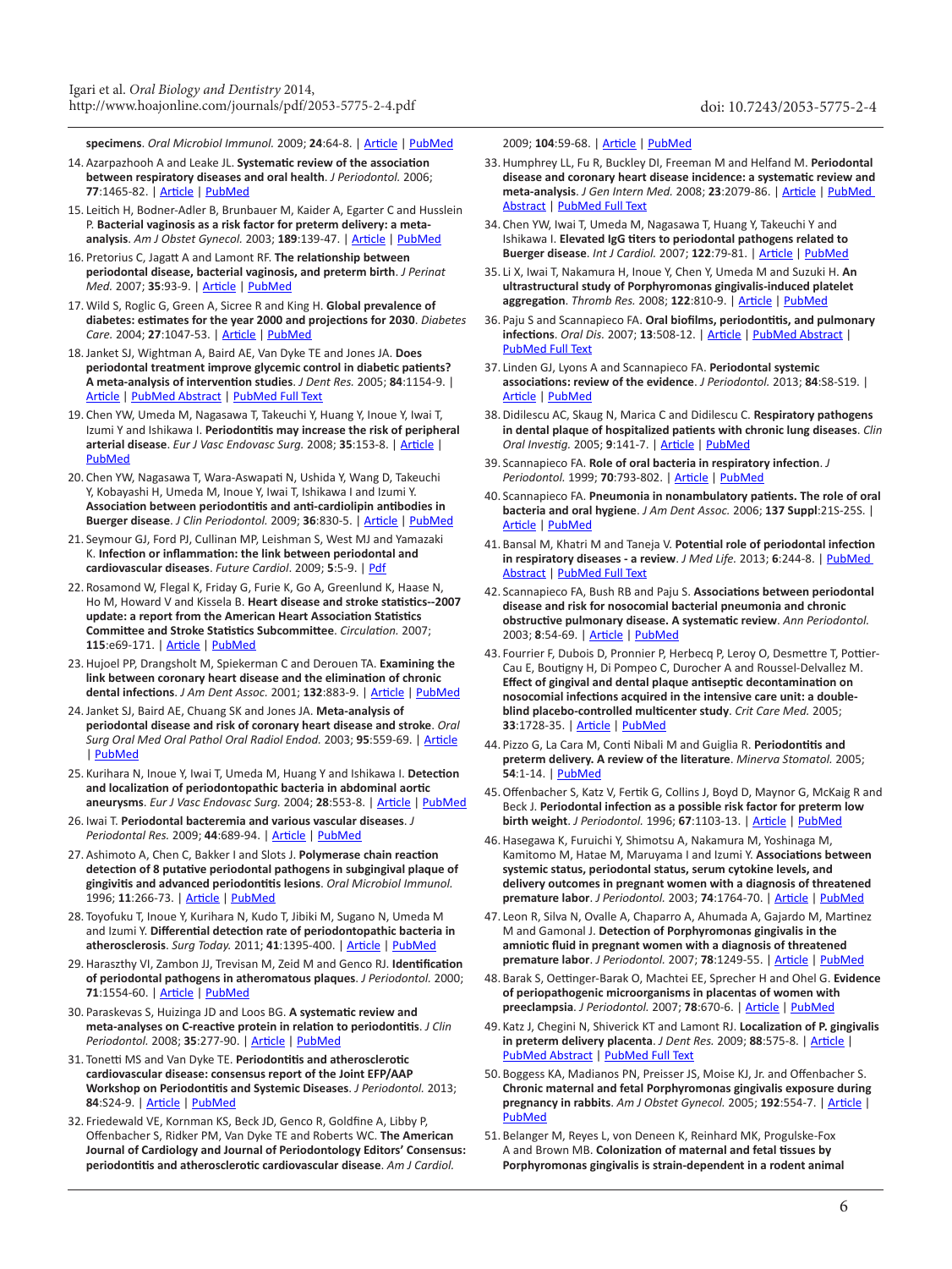**specimens**. *Oral Microbiol Immunol.* 2009; **24**:64-8. | Article | PubMed

14. Azarpazhooh A and Leake JL. **Systematic review of the association between respiratory diseases and oral health**. *J Periodontol.* 2006; **77**:1465-82. | Article | PubMed
15. Leitich H, Bodner-Adler B, Brunbauer M, Kaider A, Egarter C and Husslein P. **Bacterial vaginosis as a risk factor for preterm delivery: a meta-analysis**. *Am J Obstet Gynecol.* 2003; **189**:139-47. | Article | PubMed
16. Pretorius C, Jagatt A and Lamont RF. **The relationship between periodontal disease, bacterial vaginosis, and preterm birth**. *J Perinat Med.* 2007; **35**:93-9. | Article | PubMed
17. Wild S, Roglic G, Green A, Sicree R and King H. **Global prevalence of diabetes: estimates for the year 2000 and projections for 2030**. *Diabetes Care.* 2004; **27**:1047-53. | Article | PubMed
18. Janket SJ, Wightman A, Baird AE, Van Dyke TE and Jones JA. **Does periodontal treatment improve glycemic control in diabetic patients? A meta-analysis of intervention studies**. *J Dent Res.* 2005; **84**:1154-9. | Article | PubMed Abstract | PubMed Full Text
19. Chen YW, Umeda M, Nagasawa T, Takeuchi Y, Huang Y, Inoue Y, Iwai T, Izumi Y and Ishikawa I. **Periodontitis may increase the risk of peripheral arterial disease**. *Eur J Vasc Endovasc Surg.* 2008; **35**:153-8. | Article | PubMed
20. Chen YW, Nagasawa T, Wara-Aswapati N, Ushida Y, Wang D, Takeuchi Y, Kobayashi H, Umeda M, Inoue Y, Iwai T, Ishikawa I and Izumi Y. **Association between periodontitis and anti-cardiolipin antibodies in Buerger disease**. *J Clin Periodontol.* 2009; **36**:830-5. | Article | PubMed
21. Seymour GJ, Ford PJ, Cullinan MP, Leishman S, West MJ and Yamazaki K. **Infection or inflammation: the link between periodontal and cardiovascular diseases**. *Future Cardiol*. 2009; **5**:5-9. | Pdf
22. Rosamond W, Flegal K, Friday G, Furie K, Go A, Greenlund K, Haase N, Ho M, Howard V and Kissela B. **Heart disease and stroke statistics--2007 update: a report from the American Heart Association Statistics Committee and Stroke Statistics Subcommittee**. *Circulation.* 2007; **115**:e69-171. | Article | PubMed
23. Hujoel PP, Drangsholt M, Spiekerman C and Derouen TA. **Examining the link between coronary heart disease and the elimination of chronic dental infections**. *J Am Dent Assoc.* 2001; **132**:883-9. | Article | PubMed
24. Janket SJ, Baird AE, Chuang SK and Jones JA. **Meta-analysis of periodontal disease and risk of coronary heart disease and stroke**. *Oral Surg Oral Med Oral Pathol Oral Radiol Endod.* 2003; **95**:559-69. | Article | PubMed
25. Kurihara N, Inoue Y, Iwai T, Umeda M, Huang Y and Ishikawa I. **Detection and localization of periodontopathic bacteria in abdominal aortic aneurysms**. *Eur J Vasc Endovasc Surg.* 2004; **28**:553-8. | Article | PubMed
26. Iwai T. **Periodontal bacteremia and various vascular diseases**. *J Periodontal Res.* 2009; **44**:689-94. | Article | PubMed
27. Ashimoto A, Chen C, Bakker I and Slots J. **Polymerase chain reaction detection of 8 putative periodontal pathogens in subgingival plaque of gingivitis and advanced periodontitis lesions**. *Oral Microbiol Immunol.* 1996; **11**:266-73. | Article | PubMed
28. Toyofuku T, Inoue Y, Kurihara N, Kudo T, Jibiki M, Sugano N, Umeda M and Izumi Y. **Differential detection rate of periodontopathic bacteria in atherosclerosis**. *Surg Today.* 2011; **41**:1395-400. | Article | PubMed
29. Haraszthy VI, Zambon JJ, Trevisan M, Zeid M and Genco RJ. **Identification of periodontal pathogens in atheromatous plaques**. *J Periodontol.* 2000; **71**:1554-60. | Article | PubMed
30. Paraskevas S, Huizinga JD and Loos BG. **A systematic review and meta-analyses on C-reactive protein in relation to periodontitis**. *J Clin Periodontol.* 2008; **35**:277-90. | Article | PubMed
31. Tonetti MS and Van Dyke TE. **Periodontitis and atherosclerotic cardiovascular disease: consensus report of the Joint EFP/AAP Workshop on Periodontitis and Systemic Diseases**. *J Periodontol.* 2013; **84**:S24-9. | Article | PubMed
32. Friedewald VE, Kornman KS, Beck JD, Genco R, Goldfine A, Libby P, Offenbacher S, Ridker PM, Van Dyke TE and Roberts WC. **The American Journal of Cardiology and Journal of Periodontology Editors' Consensus: periodontitis and atherosclerotic cardiovascular disease**. *Am J Cardiol.* 2009; **104**:59-68. | Article | PubMed
33. Humphrey LL, Fu R, Buckley DI, Freeman M and Helfand M. **Periodontal disease and coronary heart disease incidence: a systematic review and meta-analysis**. *J Gen Intern Med.* 2008; **23**:2079-86. | Article | PubMed Abstract | PubMed Full Text
34. Chen YW, Iwai T, Umeda M, Nagasawa T, Huang Y, Takeuchi Y and Ishikawa I. **Elevated IgG titers to periodontal pathogens related to Buerger disease**. *Int J Cardiol.* 2007; **122**:79-81. | Article | PubMed
35. Li X, Iwai T, Nakamura H, Inoue Y, Chen Y, Umeda M and Suzuki H. **An ultrastructural study of Porphyromonas gingivalis-induced platelet aggregation**. *Thromb Res.* 2008; **122**:810-9. | Article | PubMed
36. Paju S and Scannapieco FA. **Oral biofilms, periodontitis, and pulmonary infections**. *Oral Dis.* 2007; **13**:508-12. | Article | PubMed Abstract | PubMed Full Text
37. Linden GJ, Lyons A and Scannapieco FA. **Periodontal systemic associations: review of the evidence**. *J Periodontol.* 2013; **84**:S8-S19. | Article | PubMed
38. Didilescu AC, Skaug N, Marica C and Didilescu C. **Respiratory pathogens in dental plaque of hospitalized patients with chronic lung diseases**. *Clin Oral Investig.* 2005; **9**:141-7. | Article | PubMed
39. Scannapieco FA. **Role of oral bacteria in respiratory infection**. *J Periodontol.* 1999; **70**:793-802. | Article | PubMed
40. Scannapieco FA. **Pneumonia in nonambulatory patients. The role of oral bacteria and oral hygiene**. *J Am Dent Assoc.* 2006; **137 Suppl**:21S-25S. | Article | PubMed
41. Bansal M, Khatri M and Taneja V. **Potential role of periodontal infection in respiratory diseases - a review**. *J Med Life.* 2013; **6**:244-8. | PubMed Abstract | PubMed Full Text
42. Scannapieco FA, Bush RB and Paju S. **Associations between periodontal disease and risk for nosocomial bacterial pneumonia and chronic obstructive pulmonary disease. A systematic review**. *Ann Periodontol.* 2003; **8**:54-69. | Article | PubMed
43. Fourrier F, Dubois D, Pronnier P, Herbecq P, Leroy O, Desmettre T, Pottier-Cau E, Boutigny H, Di Pompeo C, Durocher A and Roussel-Delvallez M. **Effect of gingival and dental plaque antiseptic decontamination on nosocomial infections acquired in the intensive care unit: a double-blind placebo-controlled multicenter study**. *Crit Care Med.* 2005; **33**:1728-35. | Article | PubMed
44. Pizzo G, La Cara M, Conti Nibali M and Guiglia R. **Periodontitis and preterm delivery. A review of the literature**. *Minerva Stomatol.* 2005; **54**:1-14. | PubMed
45. Offenbacher S, Katz V, Fertik G, Collins J, Boyd D, Maynor G, McKaig R and Beck J. **Periodontal infection as a possible risk factor for preterm low birth weight**. *J Periodontol.* 1996; **67**:1103-13. | Article | PubMed
46. Hasegawa K, Furuichi Y, Shimotsu A, Nakamura M, Yoshinaga M, Kamitomo M, Hatae M, Maruyama I and Izumi Y. **Associations between systemic status, periodontal status, serum cytokine levels, and delivery outcomes in pregnant women with a diagnosis of threatened premature labor**. *J Periodontol.* 2003; **74**:1764-70. | Article | PubMed
47. Leon R, Silva N, Ovalle A, Chaparro A, Ahumada A, Gajardo M, Martinez M and Gamonal J. **Detection of Porphyromonas gingivalis in the amniotic fluid in pregnant women with a diagnosis of threatened premature labor**. *J Periodontol.* 2007; **78**:1249-55. | Article | PubMed
48. Barak S, Oettinger-Barak O, Machtei EE, Sprecher H and Ohel G. **Evidence of periopathogenic microorganisms in placentas of women with preeclampsia**. *J Periodontol.* 2007; **78**:670-6. | Article | PubMed
49. Katz J, Chegini N, Shiverick KT and Lamont RJ. **Localization of P. gingivalis in preterm delivery placenta**. *J Dent Res.* 2009; **88**:575-8. | Article | PubMed Abstract | PubMed Full Text
50. Boggess KA, Madianos PN, Preisser JS, Moise KJ, Jr. and Offenbacher S. **Chronic maternal and fetal Porphyromonas gingivalis exposure during pregnancy in rabbits**. *Am J Obstet Gynecol.* 2005; **192**:554-7. | Article | PubMed
51. Belanger M, Reyes L, von Deneen K, Reinhard MK, Progulske-Fox A and Brown MB. **Colonization of maternal and fetal tissues by Porphyromonas gingivalis is strain-dependent in a rodent animal**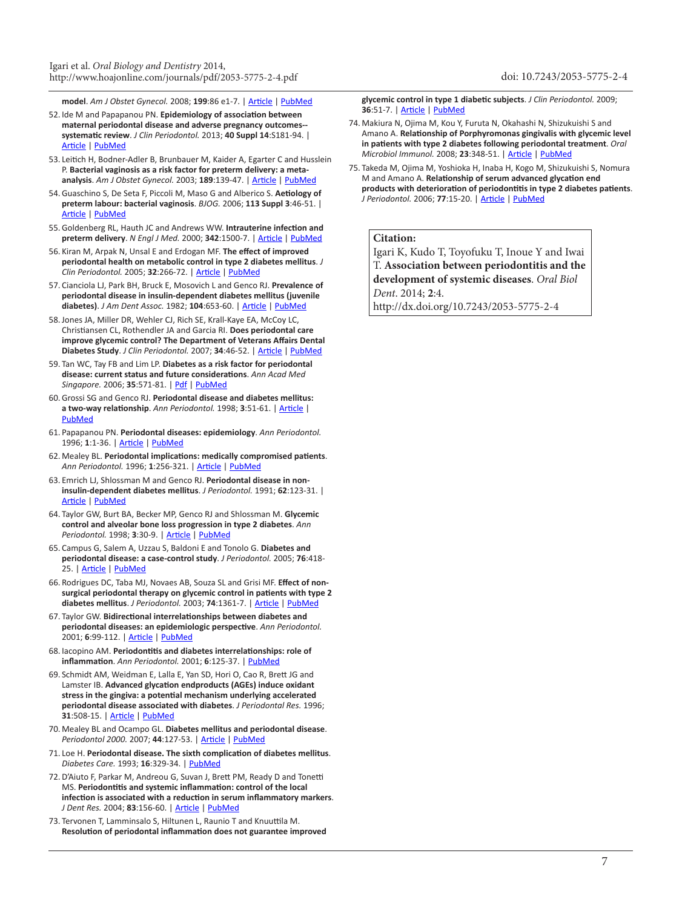**model**. *Am J Obstet Gynecol.* 2008; **199**:86 e1-7. | Article | PubMed

52. Ide M and Papapanou PN. **Epidemiology of association between maternal periodontal disease and adverse pregnancy outcomes--systematic review**. *J Clin Periodontol.* 2013; **40 Suppl 14**:S181-94. | Article | PubMed

53. Leitich H, Bodner-Adler B, Brunbauer M, Kaider A, Egarter C and Husslein P. **Bacterial vaginosis as a risk factor for preterm delivery: a meta-analysis**. *Am J Obstet Gynecol.* 2003; **189**:139-47. | Article | PubMed

54. Guaschino S, De Seta F, Piccoli M, Maso G and Alberico S. **Aetiology of preterm labour: bacterial vaginosis**. *BJOG.* 2006; **113 Suppl 3**:46-51. | Article | PubMed

55. Goldenberg RL, Hauth JC and Andrews WW. **Intrauterine infection and preterm delivery**. *N Engl J Med.* 2000; **342**:1500-7. | Article | PubMed

56. Kiran M, Arpak N, Unsal E and Erdogan MF. **The effect of improved periodontal health on metabolic control in type 2 diabetes mellitus**. *J Clin Periodontol.* 2005; **32**:266-72. | Article | PubMed

57. Cianciola LJ, Park BH, Bruck E, Mosovich L and Genco RJ. **Prevalence of periodontal disease in insulin-dependent diabetes mellitus (juvenile diabetes)**. *J Am Dent Assoc.* 1982; **104**:653-60. | Article | PubMed

58. Jones JA, Miller DR, Wehler CJ, Rich SE, Krall-Kaye EA, McCoy LC, Christiansen CL, Rothendler JA and Garcia RI. **Does periodontal care improve glycemic control? The Department of Veterans Affairs Dental Diabetes Study**. *J Clin Periodontol.* 2007; **34**:46-52. | Article | PubMed

59. Tan WC, Tay FB and Lim LP. **Diabetes as a risk factor for periodontal disease: current status and future considerations**. *Ann Acad Med Singapore.* 2006; **35**:571-81. | Pdf | PubMed

60. Grossi SG and Genco RJ. **Periodontal disease and diabetes mellitus: a two-way relationship**. *Ann Periodontol.* 1998; **3**:51-61. | Article | PubMed

61. Papapanou PN. **Periodontal diseases: epidemiology**. *Ann Periodontol.* 1996; **1**:1-36. | Article | PubMed

62. Mealey BL. **Periodontal implications: medically compromised patients**. *Ann Periodontol.* 1996; **1**:256-321. | Article | PubMed

63. Emrich LJ, Shlossman M and Genco RJ. **Periodontal disease in non-insulin-dependent diabetes mellitus**. *J Periodontol.* 1991; **62**:123-31. | Article | PubMed

64. Taylor GW, Burt BA, Becker MP, Genco RJ and Shlossman M. **Glycemic control and alveolar bone loss progression in type 2 diabetes**. *Ann Periodontol.* 1998; **3**:30-9. | Article | PubMed

65. Campus G, Salem A, Uzzau S, Baldoni E and Tonolo G. **Diabetes and periodontal disease: a case-control study**. *J Periodontol.* 2005; **76**:418-25. | Article | PubMed

66. Rodrigues DC, Taba MJ, Novaes AB, Souza SL and Grisi MF. **Effect of non-surgical periodontal therapy on glycemic control in patients with type 2 diabetes mellitus**. *J Periodontol.* 2003; **74**:1361-7. | Article | PubMed

67. Taylor GW. **Bidirectional interrelationships between diabetes and periodontal diseases: an epidemiologic perspective**. *Ann Periodontol.* 2001; **6**:99-112. | Article | PubMed

68. Iacopino AM. **Periodontitis and diabetes interrelationships: role of inflammation**. *Ann Periodontol.* 2001; **6**:125-37. | PubMed

69. Schmidt AM, Weidman E, Lalla E, Yan SD, Hori O, Cao R, Brett JG and Lamster IB. **Advanced glycation endproducts (AGEs) induce oxidant stress in the gingiva: a potential mechanism underlying accelerated periodontal disease associated with diabetes**. *J Periodontal Res.* 1996; **31**:508-15. | Article | PubMed

70. Mealey BL and Ocampo GL. **Diabetes mellitus and periodontal disease**. *Periodontol 2000.* 2007; **44**:127-53. | Article | PubMed

71. Loe H. **Periodontal disease. The sixth complication of diabetes mellitus**. *Diabetes Care.* 1993; **16**:329-34. | PubMed

72. D'Aiuto F, Parkar M, Andreou G, Suvan J, Brett PM, Ready D and Tonetti MS. **Periodontitis and systemic inflammation: control of the local infection is associated with a reduction in serum inflammatory markers**. *J Dent Res.* 2004; **83**:156-60. | Article | PubMed

73. Tervonen T, Lamminsalo S, Hiltunen L, Raunio T and Knuuttila M. **Resolution of periodontal inflammation does not guarantee improved glycemic control in type 1 diabetic subjects**. *J Clin Periodontol.* 2009; **36**:51-7. | Article | PubMed

74. Makiura N, Ojima M, Kou Y, Furuta N, Okahashi N, Shizukuishi S and Amano A. **Relationship of Porphyromonas gingivalis with glycemic level in patients with type 2 diabetes following periodontal treatment**. *Oral Microbiol Immunol.* 2008; **23**:348-51. | Article | PubMed

75. Takeda M, Ojima M, Yoshioka H, Inaba H, Kogo M, Shizukuishi S, Nomura M and Amano A. **Relationship of serum advanced glycation end products with deterioration of periodontitis in type 2 diabetes patients**. *J Periodontol.* 2006; **77**:15-20. | Article | PubMed

**Citation:**
Igari K, Kudo T, Toyofuku T, Inoue Y and Iwai T. **Association between periodontitis and the development of systemic diseases**. *Oral Biol Dent.* 2014; **2**:4.
http://dx.doi.org/10.7243/2053-5775-2-4